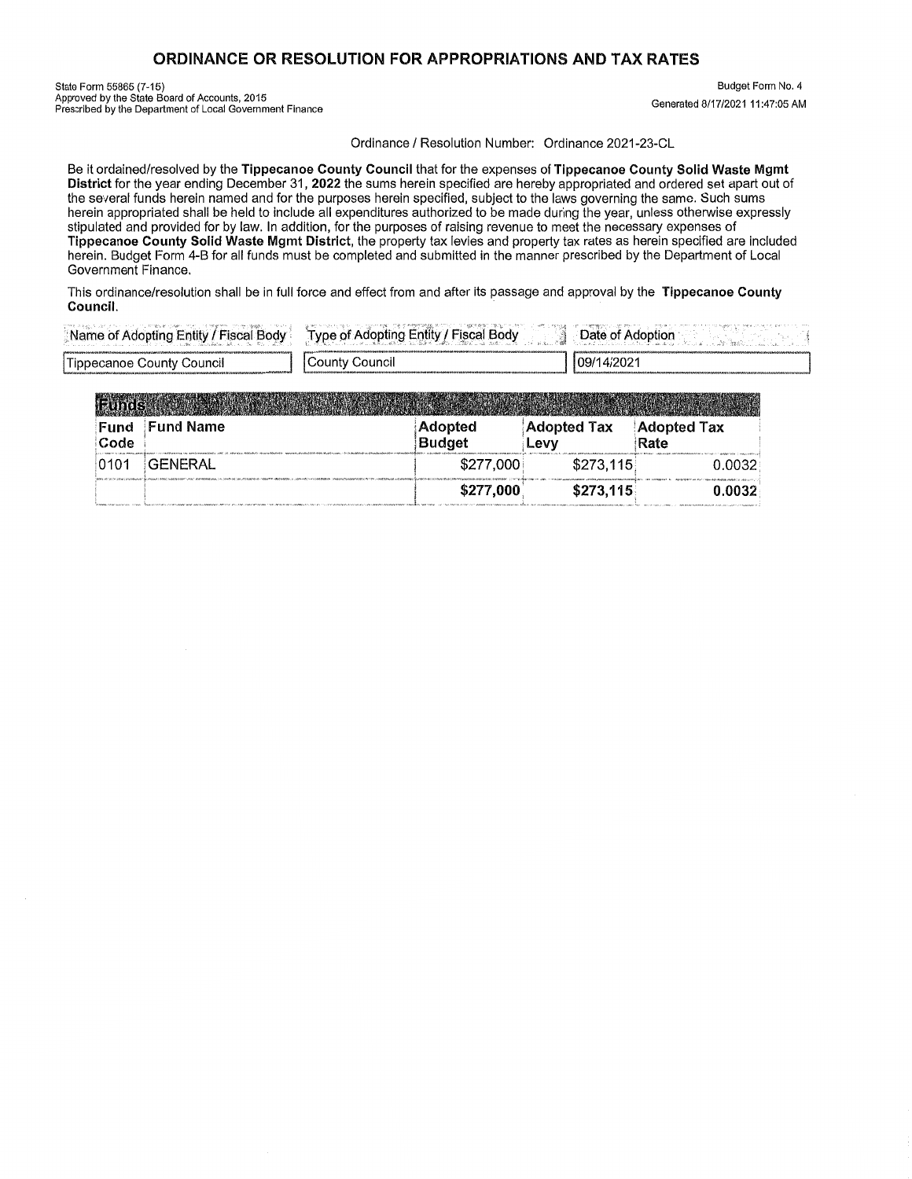# ORDINANCE OR RESOLUTION FOR APPROPRIATIONS AND TAX RATES

State Form 55865 (7-15)
Approved by the State Board of Accounts, 2015
Prescribed by the Department of Local Government Finance

Budget Form No. 4
Generated 8/17/2021 11:47:05 AM

Ordinance / Resolution Number: Ordinance 2021-23-CL

Be it ordained/resolved by the **Tippecanoe County Council** that for the expenses of **Tippecanoe County Solid Waste Mgmt District** for the year ending December 31, **2022** the sums herein specified are hereby appropriated and ordered set apart out of the several funds herein named and for the purposes herein specified, subject to the laws governing the same. Such sums herein appropriated shall be held to include all expenditures authorized to be made during the year, unless otherwise expressly stipulated and provided for by law. In addition, for the purposes of raising revenue to meet the necessary expenses of **Tippecanoe County Solid Waste Mgmt District**, the property tax levies and property tax rates as herein specified are included herein. Budget Form 4-B for all funds must be completed and submitted in the manner prescribed by the Department of Local Government Finance.

This ordinance/resolution shall be in full force and effect from and after its passage and approval by the **Tippecanoe County Council**.

| Name of Adopting Entity / Fiscal Body | Type of Adopting Entity / Fiscal Body | Date of Adoption |
|---|---|---|
| Tippecanoe County Council | County Council | 09/14/2021 |

**Funds**

| Fund Code | Fund Name | Adopted Budget | Adopted Tax Levy | Adopted Tax Rate |
|---|---|---|---|---|
| 0101 | GENERAL | $277,000 | $273,115 | 0.0032 |
| | | **$277,000** | **$273,115** | **0.0032** |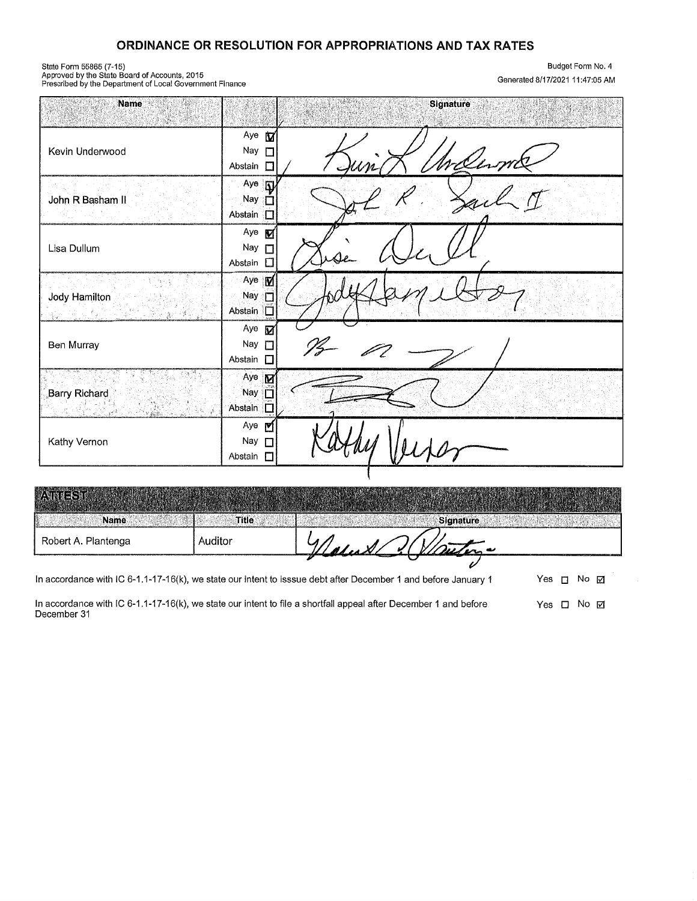# ORDINANCE OR RESOLUTION FOR APPROPRIATIONS AND TAX RATES

State Form 55865 (7-15)
Approved by the State Board of Accounts, 2015
Prescribed by the Department of Local Government Finance

Budget Form No. 4
Generated 8/17/2021 11:47:05 AM

| Name | | Signature |
|---|---|---|
| Kevin Underwood | Aye ☑ Nay ☐ Abstain ☐ | *(signed)* |
| John R Basham II | Aye ☑ Nay ☐ Abstain ☐ | *(signed)* |
| Lisa Dullum | Aye ☑ Nay ☐ Abstain ☐ | *(signed)* |
| Jody Hamilton | Aye ☑ Nay ☐ Abstain ☐ | *(signed)* |
| Ben Murray | Aye ☑ Nay ☐ Abstain ☐ | *(signed)* |
| Barry Richard | Aye ☑ Nay ☐ Abstain ☐ | *(signed)* |
| Kathy Vernon | Aye ☑ Nay ☐ Abstain ☐ | *(signed)* |

## ATTEST

| Name | Title | Signature |
|---|---|---|
| Robert A. Plantenga | Auditor | *(signed)* |

In accordance with IC 6-1.1-17-16(k), we state our intent to isssue debt after December 1 and before January 1 — Yes ☐ No ☑

In accordance with IC 6-1.1-17-16(k), we state our intent to file a shortfall appeal after December 1 and before December 31 — Yes ☐ No ☑